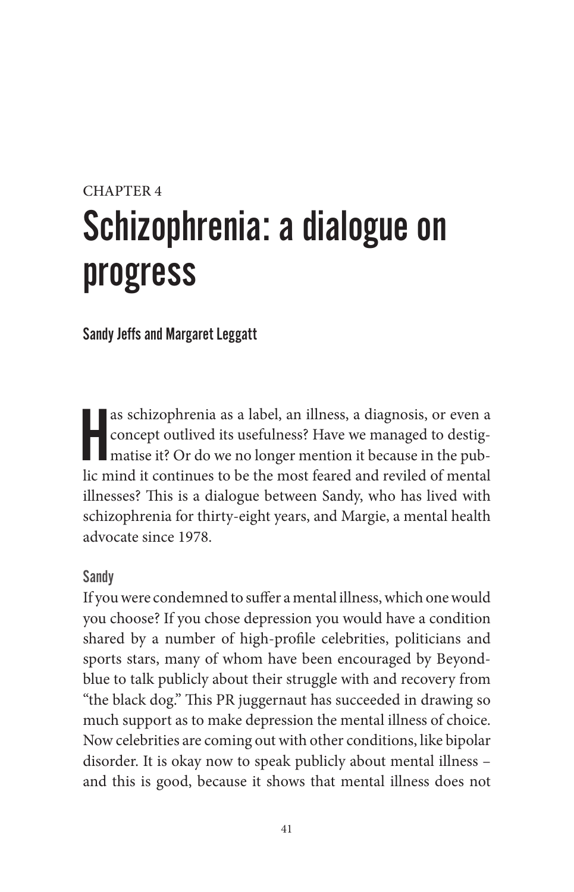CHAPTER 4

# Schizophrenia: a dialogue on progress

**Sandy Jeffs and Margaret Leggatt**

Has schizophrenia as a label, an illness, a diagnosis, or even a concept outlived its usefulness? Have we managed to destigmatise it? Or do we no longer mention it because in the public mind it continues to be the most feared and reviled of mental illnesses? This is a dialogue between Sandy, who has lived with schizophrenia for thirty-eight years, and Margie, a mental health advocate since 1978.

## Sandy

If you were condemned to suffer a mental illness, which one would you choose? If you chose depression you would have a condition shared by a number of high-profile celebrities, politicians and sports stars, many of whom have been encouraged by Beyondblue to talk publicly about their struggle with and recovery from "the black dog." This PR juggernaut has succeeded in drawing so much support as to make depression the mental illness of choice. Now celebrities are coming out with other conditions, like bipolar disorder. It is okay now to speak publicly about mental illness – and this is good, because it shows that mental illness does not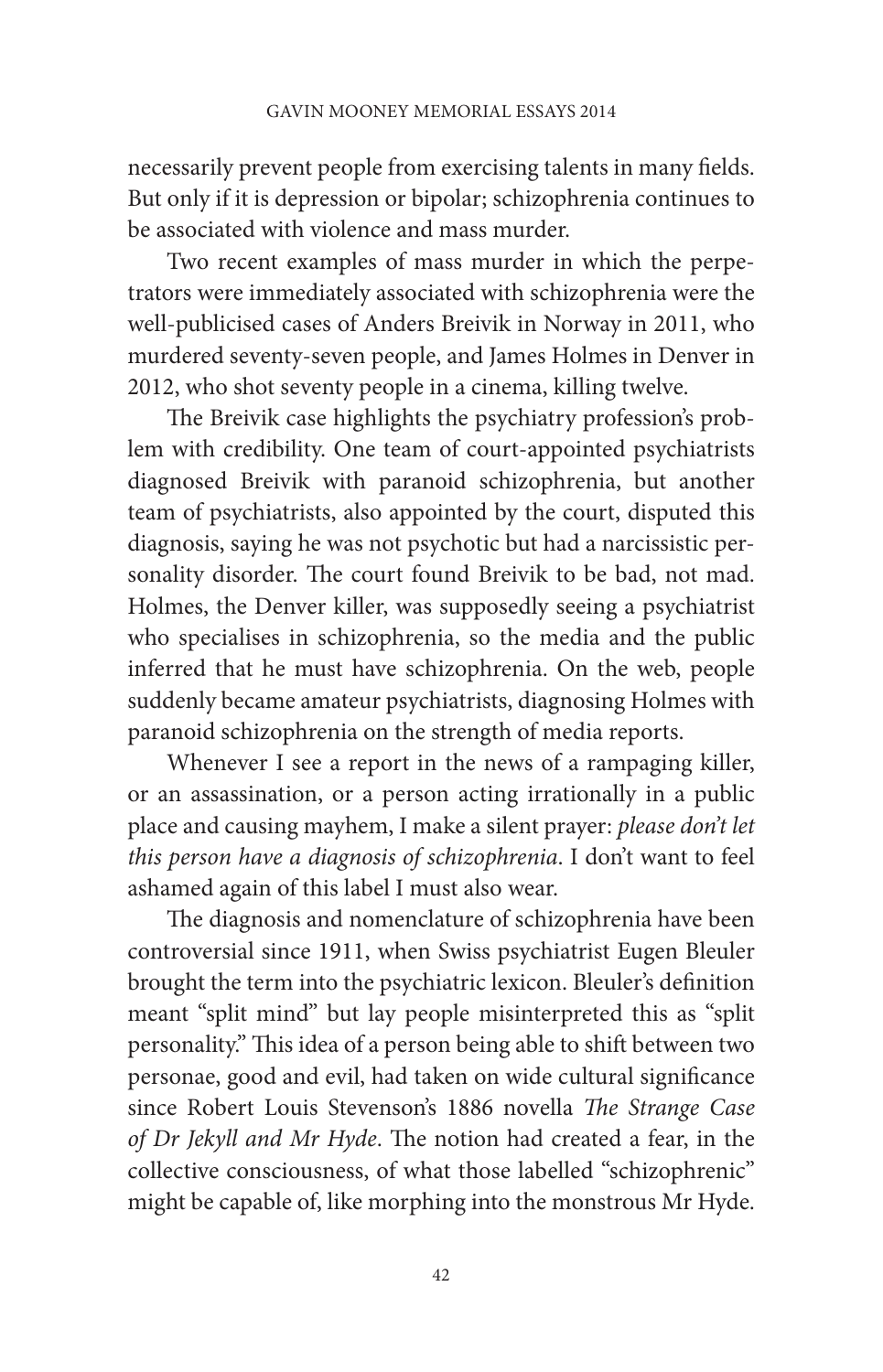necessarily prevent people from exercising talents in many fields. But only if it is depression or bipolar; schizophrenia continues to be associated with violence and mass murder.

Two recent examples of mass murder in which the perpetrators were immediately associated with schizophrenia were the well-publicised cases of Anders Breivik in Norway in 2011, who murdered seventy-seven people, and James Holmes in Denver in 2012, who shot seventy people in a cinema, killing twelve.

The Breivik case highlights the psychiatry profession's problem with credibility. One team of court-appointed psychiatrists diagnosed Breivik with paranoid schizophrenia, but another team of psychiatrists, also appointed by the court, disputed this diagnosis, saying he was not psychotic but had a narcissistic personality disorder. The court found Breivik to be bad, not mad. Holmes, the Denver killer, was supposedly seeing a psychiatrist who specialises in schizophrenia, so the media and the public inferred that he must have schizophrenia. On the web, people suddenly became amateur psychiatrists, diagnosing Holmes with paranoid schizophrenia on the strength of media reports.

Whenever I see a report in the news of a rampaging killer, or an assassination, or a person acting irrationally in a public place and causing mayhem, I make a silent prayer: *please don't let this person have a diagnosis of schizophrenia*. I don't want to feel ashamed again of this label I must also wear.

The diagnosis and nomenclature of schizophrenia have been controversial since 1911, when Swiss psychiatrist Eugen Bleuler brought the term into the psychiatric lexicon. Bleuler's definition meant "split mind" but lay people misinterpreted this as "split personality." This idea of a person being able to shift between two personae, good and evil, had taken on wide cultural significance since Robert Louis Stevenson's 1886 novella *The Strange Case of Dr Jekyll and Mr Hyde*. The notion had created a fear, in the collective consciousness, of what those labelled "schizophrenic" might be capable of, like morphing into the monstrous Mr Hyde.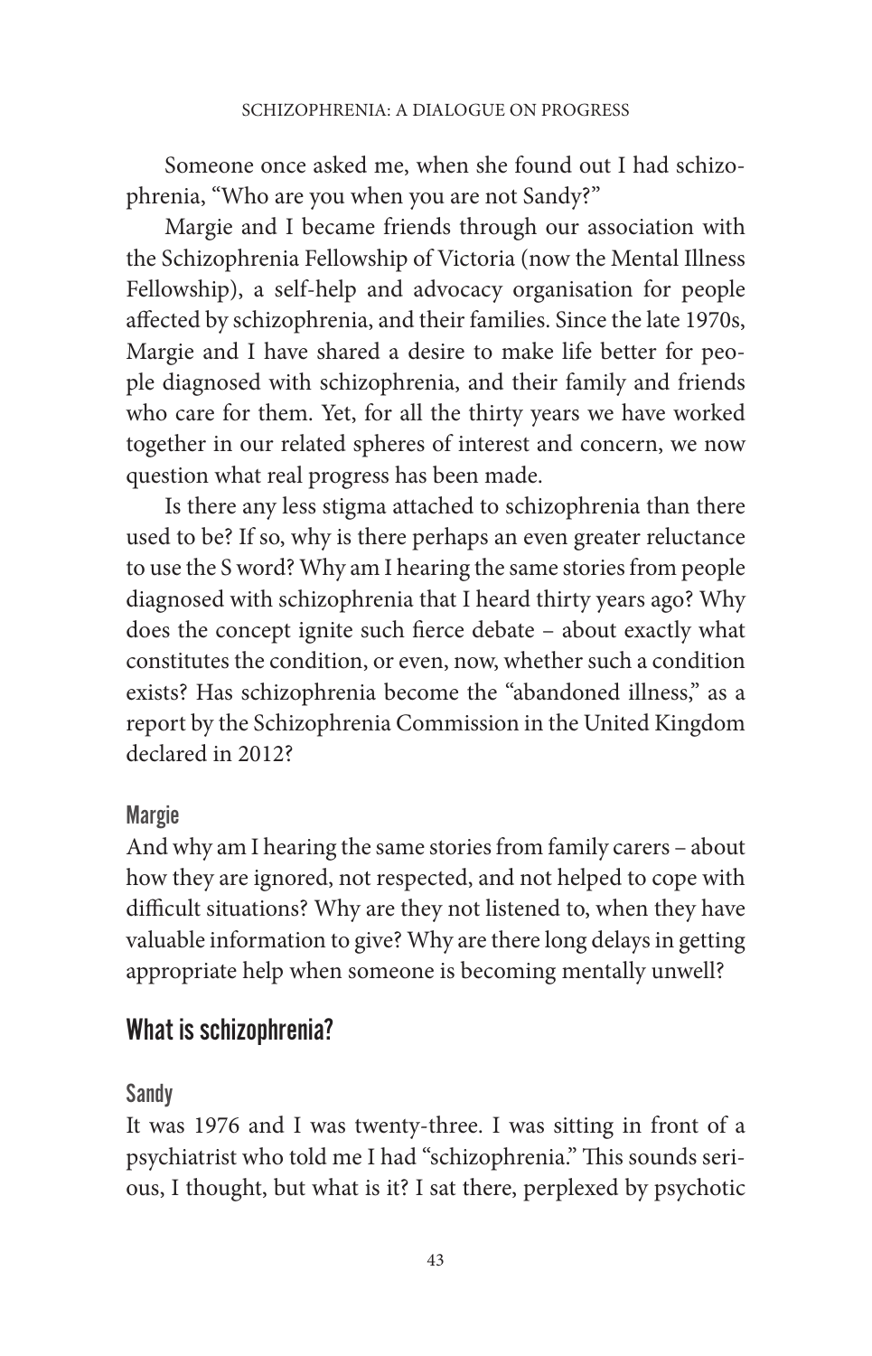Someone once asked me, when she found out I had schizophrenia, "Who are you when you are not Sandy?"

Margie and I became friends through our association with the Schizophrenia Fellowship of Victoria (now the Mental Illness Fellowship), a self-help and advocacy organisation for people affected by schizophrenia, and their families. Since the late 1970s, Margie and I have shared a desire to make life better for people diagnosed with schizophrenia, and their family and friends who care for them. Yet, for all the thirty years we have worked together in our related spheres of interest and concern, we now question what real progress has been made.

Is there any less stigma attached to schizophrenia than there used to be? If so, why is there perhaps an even greater reluctance to use the S word? Why am I hearing the same stories from people diagnosed with schizophrenia that I heard thirty years ago? Why does the concept ignite such fierce debate – about exactly what constitutes the condition, or even, now, whether such a condition exists? Has schizophrenia become the "abandoned illness," as a report by the Schizophrenia Commission in the United Kingdom declared in 2012?

### Margie

And why am I hearing the same stories from family carers – about how they are ignored, not respected, and not helped to cope with difficult situations? Why are they not listened to, when they have valuable information to give? Why are there long delays in getting appropriate help when someone is becoming mentally unwell?

## What is schizophrenia?

### Sandy

It was 1976 and I was twenty-three. I was sitting in front of a psychiatrist who told me I had "schizophrenia." This sounds serious, I thought, but what is it? I sat there, perplexed by psychotic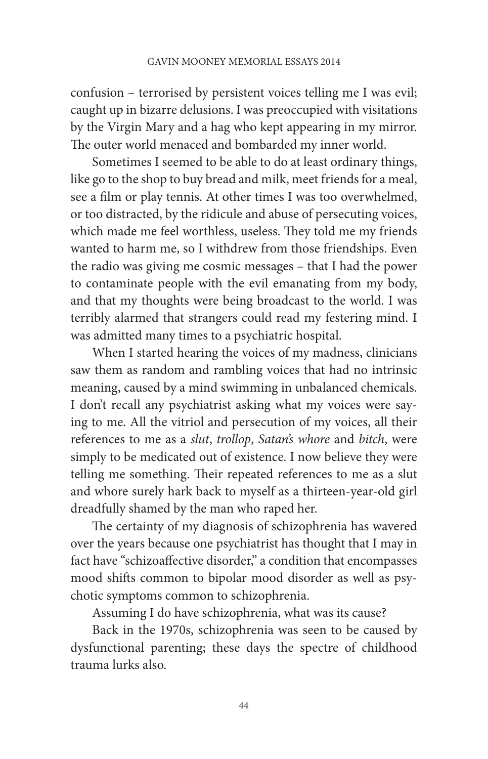confusion – terrorised by persistent voices telling me I was evil; caught up in bizarre delusions. I was preoccupied with visitations by the Virgin Mary and a hag who kept appearing in my mirror. The outer world menaced and bombarded my inner world.

Sometimes I seemed to be able to do at least ordinary things, like go to the shop to buy bread and milk, meet friends for a meal, see a film or play tennis. At other times I was too overwhelmed, or too distracted, by the ridicule and abuse of persecuting voices, which made me feel worthless, useless. They told me my friends wanted to harm me, so I withdrew from those friendships. Even the radio was giving me cosmic messages – that I had the power to contaminate people with the evil emanating from my body, and that my thoughts were being broadcast to the world. I was terribly alarmed that strangers could read my festering mind. I was admitted many times to a psychiatric hospital.

When I started hearing the voices of my madness, clinicians saw them as random and rambling voices that had no intrinsic meaning, caused by a mind swimming in unbalanced chemicals. I don't recall any psychiatrist asking what my voices were saying to me. All the vitriol and persecution of my voices, all their references to me as a *slut*, *trollop*, *Satan's whore* and *bitch*, were simply to be medicated out of existence. I now believe they were telling me something. Their repeated references to me as a slut and whore surely hark back to myself as a thirteen-year-old girl dreadfully shamed by the man who raped her.

The certainty of my diagnosis of schizophrenia has wavered over the years because one psychiatrist has thought that I may in fact have "schizoaffective disorder," a condition that encompasses mood shifts common to bipolar mood disorder as well as psychotic symptoms common to schizophrenia.

Assuming I do have schizophrenia, what was its cause?

Back in the 1970s, schizophrenia was seen to be caused by dysfunctional parenting; these days the spectre of childhood trauma lurks also.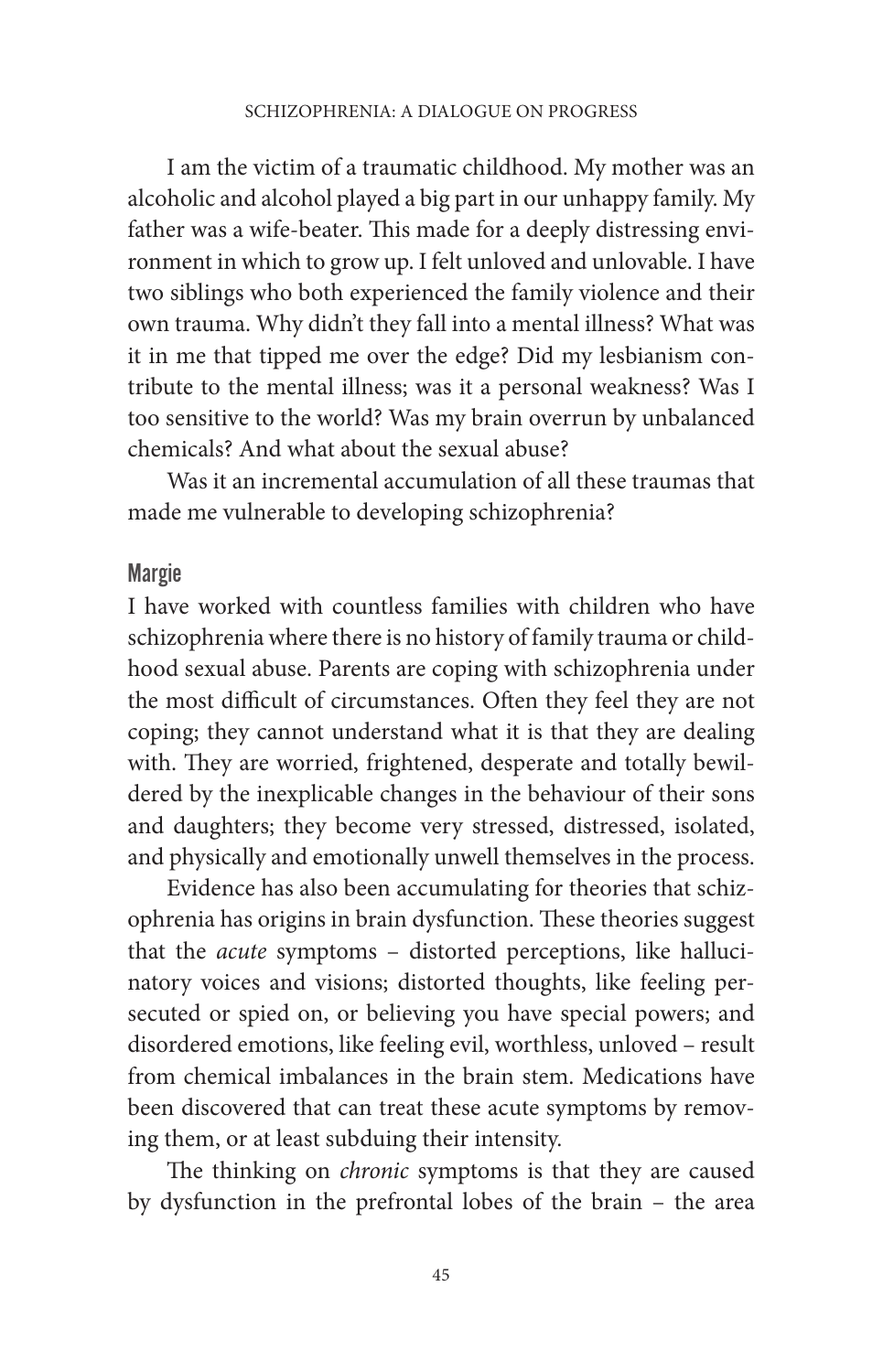I am the victim of a traumatic childhood. My mother was an alcoholic and alcohol played a big part in our unhappy family. My father was a wife-beater. This made for a deeply distressing environment in which to grow up. I felt unloved and unlovable. I have two siblings who both experienced the family violence and their own trauma. Why didn't they fall into a mental illness? What was it in me that tipped me over the edge? Did my lesbianism contribute to the mental illness; was it a personal weakness? Was I too sensitive to the world? Was my brain overrun by unbalanced chemicals? And what about the sexual abuse?

Was it an incremental accumulation of all these traumas that made me vulnerable to developing schizophrenia?

### Margie

I have worked with countless families with children who have schizophrenia where there is no history of family trauma or childhood sexual abuse. Parents are coping with schizophrenia under the most difficult of circumstances. Often they feel they are not coping; they cannot understand what it is that they are dealing with. They are worried, frightened, desperate and totally bewildered by the inexplicable changes in the behaviour of their sons and daughters; they become very stressed, distressed, isolated, and physically and emotionally unwell themselves in the process.

Evidence has also been accumulating for theories that schizophrenia has origins in brain dysfunction. These theories suggest that the *acute* symptoms – distorted perceptions, like hallucinatory voices and visions; distorted thoughts, like feeling persecuted or spied on, or believing you have special powers; and disordered emotions, like feeling evil, worthless, unloved – result from chemical imbalances in the brain stem. Medications have been discovered that can treat these acute symptoms by removing them, or at least subduing their intensity.

The thinking on *chronic* symptoms is that they are caused by dysfunction in the prefrontal lobes of the brain – the area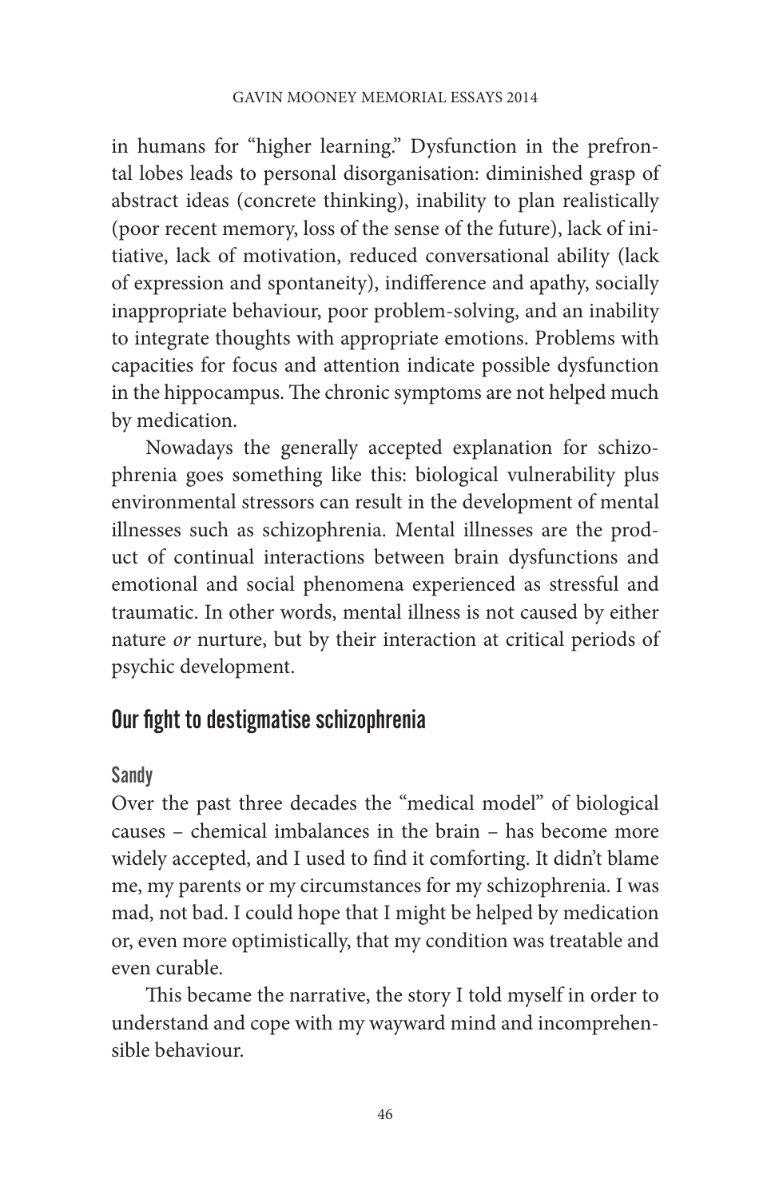in humans for "higher learning." Dysfunction in the prefrontal lobes leads to personal disorganisation: diminished grasp of abstract ideas (concrete thinking), inability to plan realistically (poor recent memory, loss of the sense of the future), lack of initiative, lack of motivation, reduced conversational ability (lack of expression and spontaneity), indifference and apathy, socially inappropriate behaviour, poor problem-solving, and an inability to integrate thoughts with appropriate emotions. Problems with capacities for focus and attention indicate possible dysfunction in the hippocampus. The chronic symptoms are not helped much by medication.

Nowadays the generally accepted explanation for schizophrenia goes something like this: biological vulnerability plus environmental stressors can result in the development of mental illnesses such as schizophrenia. Mental illnesses are the product of continual interactions between brain dysfunctions and emotional and social phenomena experienced as stressful and traumatic. In other words, mental illness is not caused by either nature *or* nurture, but by their interaction at critical periods of psychic development.

## Our fight to destigmatise schizophrenia

### Sandy

Over the past three decades the "medical model" of biological causes – chemical imbalances in the brain – has become more widely accepted, and I used to find it comforting. It didn't blame me, my parents or my circumstances for my schizophrenia. I was mad, not bad. I could hope that I might be helped by medication or, even more optimistically, that my condition was treatable and even curable.

This became the narrative, the story I told myself in order to understand and cope with my wayward mind and incomprehensible behaviour.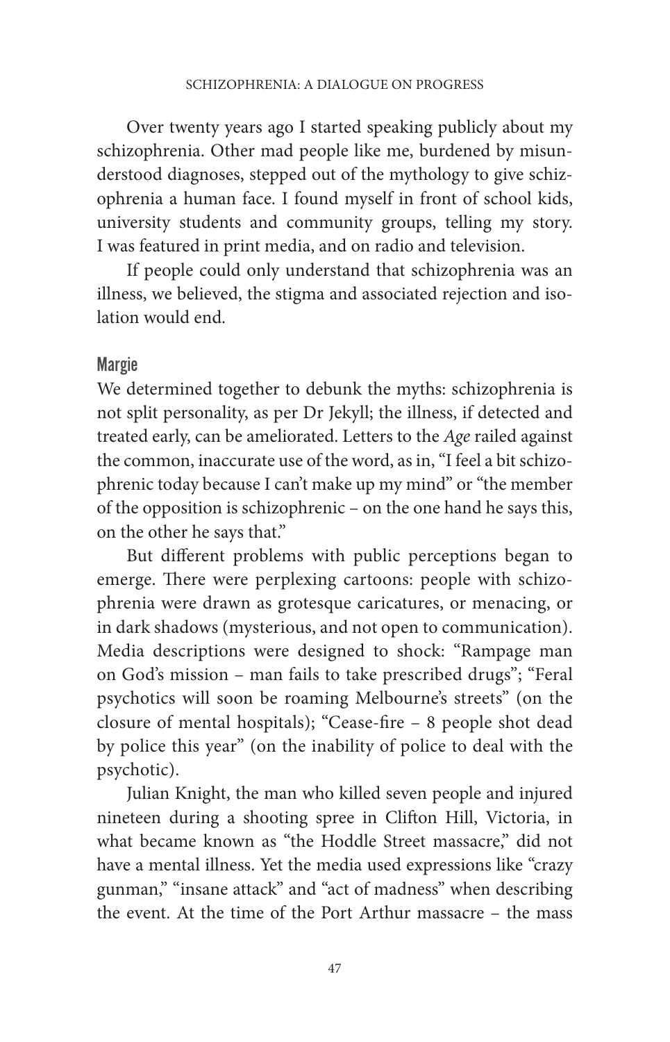Over twenty years ago I started speaking publicly about my schizophrenia. Other mad people like me, burdened by misunderstood diagnoses, stepped out of the mythology to give schizophrenia a human face. I found myself in front of school kids, university students and community groups, telling my story. I was featured in print media, and on radio and television.

If people could only understand that schizophrenia was an illness, we believed, the stigma and associated rejection and isolation would end.

### Margie

We determined together to debunk the myths: schizophrenia is not split personality, as per Dr Jekyll; the illness, if detected and treated early, can be ameliorated. Letters to the *Age* railed against the common, inaccurate use of the word, as in, "I feel a bit schizophrenic today because I can't make up my mind" or "the member of the opposition is schizophrenic – on the one hand he says this, on the other he says that."

But different problems with public perceptions began to emerge. There were perplexing cartoons: people with schizophrenia were drawn as grotesque caricatures, or menacing, or in dark shadows (mysterious, and not open to communication). Media descriptions were designed to shock: "Rampage man on God's mission – man fails to take prescribed drugs"; "Feral psychotics will soon be roaming Melbourne's streets" (on the closure of mental hospitals); "Cease-fire – 8 people shot dead by police this year" (on the inability of police to deal with the psychotic).

Julian Knight, the man who killed seven people and injured nineteen during a shooting spree in Clifton Hill, Victoria, in what became known as "the Hoddle Street massacre," did not have a mental illness. Yet the media used expressions like "crazy gunman," "insane attack" and "act of madness" when describing the event. At the time of the Port Arthur massacre – the mass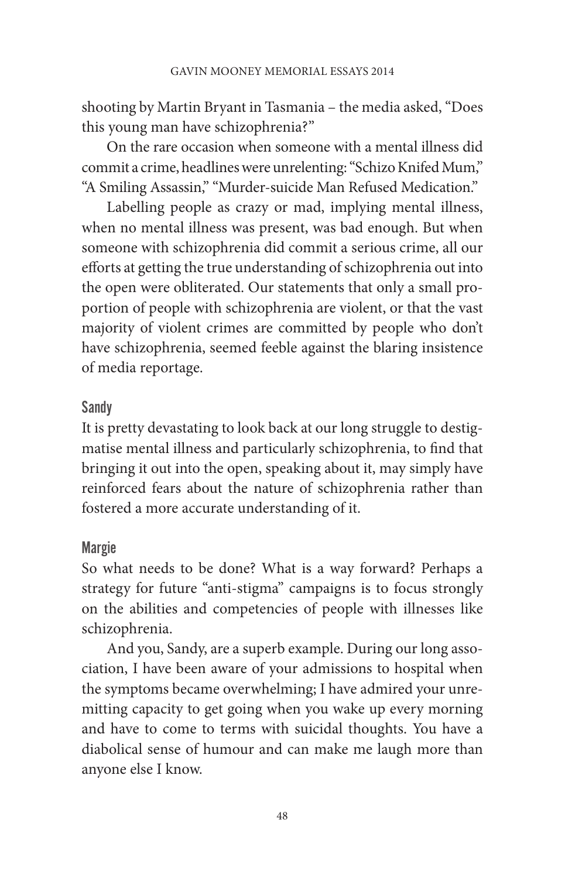shooting by Martin Bryant in Tasmania – the media asked, "Does this young man have schizophrenia?"

On the rare occasion when someone with a mental illness did commit a crime, headlines were unrelenting: "Schizo Knifed Mum," "A Smiling Assassin," "Murder-suicide Man Refused Medication."

Labelling people as crazy or mad, implying mental illness, when no mental illness was present, was bad enough. But when someone with schizophrenia did commit a serious crime, all our efforts at getting the true understanding of schizophrenia out into the open were obliterated. Our statements that only a small proportion of people with schizophrenia are violent, or that the vast majority of violent crimes are committed by people who don't have schizophrenia, seemed feeble against the blaring insistence of media reportage.

### Sandy

It is pretty devastating to look back at our long struggle to destigmatise mental illness and particularly schizophrenia, to find that bringing it out into the open, speaking about it, may simply have reinforced fears about the nature of schizophrenia rather than fostered a more accurate understanding of it.

### Margie

So what needs to be done? What is a way forward? Perhaps a strategy for future "anti-stigma" campaigns is to focus strongly on the abilities and competencies of people with illnesses like schizophrenia.

And you, Sandy, are a superb example. During our long association, I have been aware of your admissions to hospital when the symptoms became overwhelming; I have admired your unremitting capacity to get going when you wake up every morning and have to come to terms with suicidal thoughts. You have a diabolical sense of humour and can make me laugh more than anyone else I know.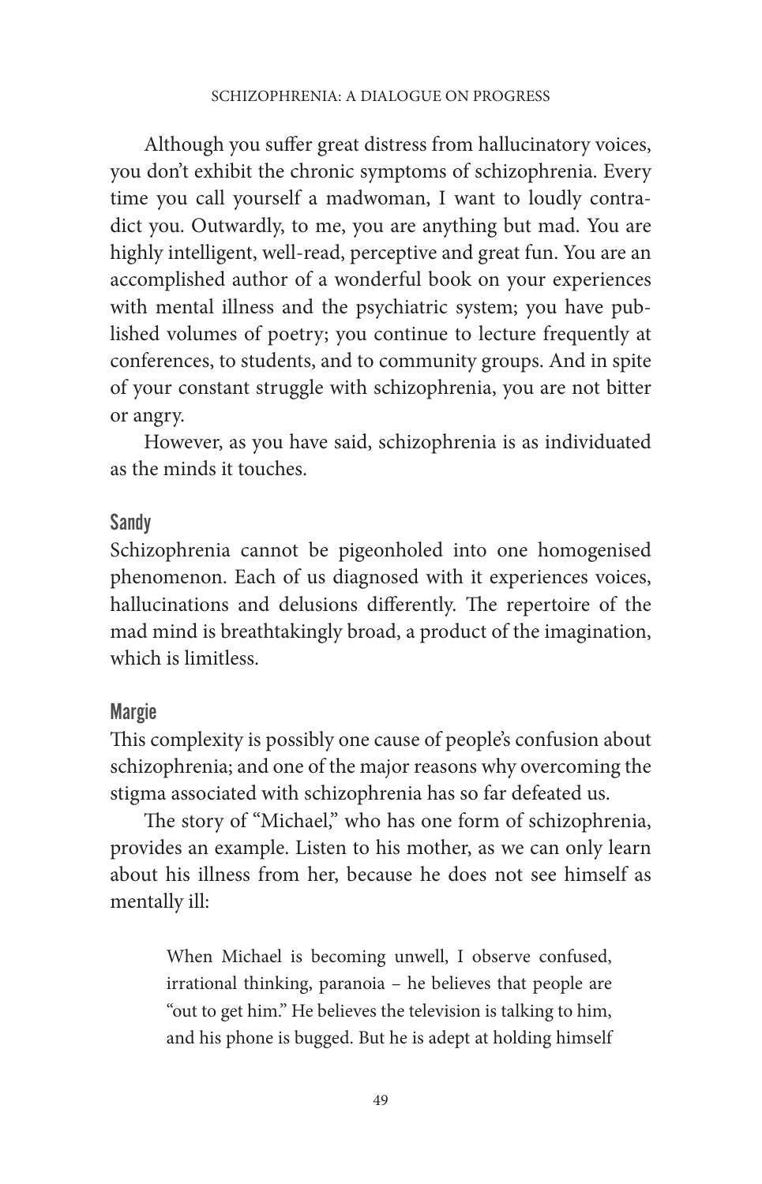Although you suffer great distress from hallucinatory voices, you don't exhibit the chronic symptoms of schizophrenia. Every time you call yourself a madwoman, I want to loudly contradict you. Outwardly, to me, you are anything but mad. You are highly intelligent, well-read, perceptive and great fun. You are an accomplished author of a wonderful book on your experiences with mental illness and the psychiatric system; you have published volumes of poetry; you continue to lecture frequently at conferences, to students, and to community groups. And in spite of your constant struggle with schizophrenia, you are not bitter or angry.

However, as you have said, schizophrenia is as individuated as the minds it touches.

### Sandy

Schizophrenia cannot be pigeonholed into one homogenised phenomenon. Each of us diagnosed with it experiences voices, hallucinations and delusions differently. The repertoire of the mad mind is breathtakingly broad, a product of the imagination, which is limitless.

### Margie

This complexity is possibly one cause of people's confusion about schizophrenia; and one of the major reasons why overcoming the stigma associated with schizophrenia has so far defeated us.

The story of "Michael," who has one form of schizophrenia, provides an example. Listen to his mother, as we can only learn about his illness from her, because he does not see himself as mentally ill:

> When Michael is becoming unwell, I observe confused, irrational thinking, paranoia – he believes that people are "out to get him." He believes the television is talking to him, and his phone is bugged. But he is adept at holding himself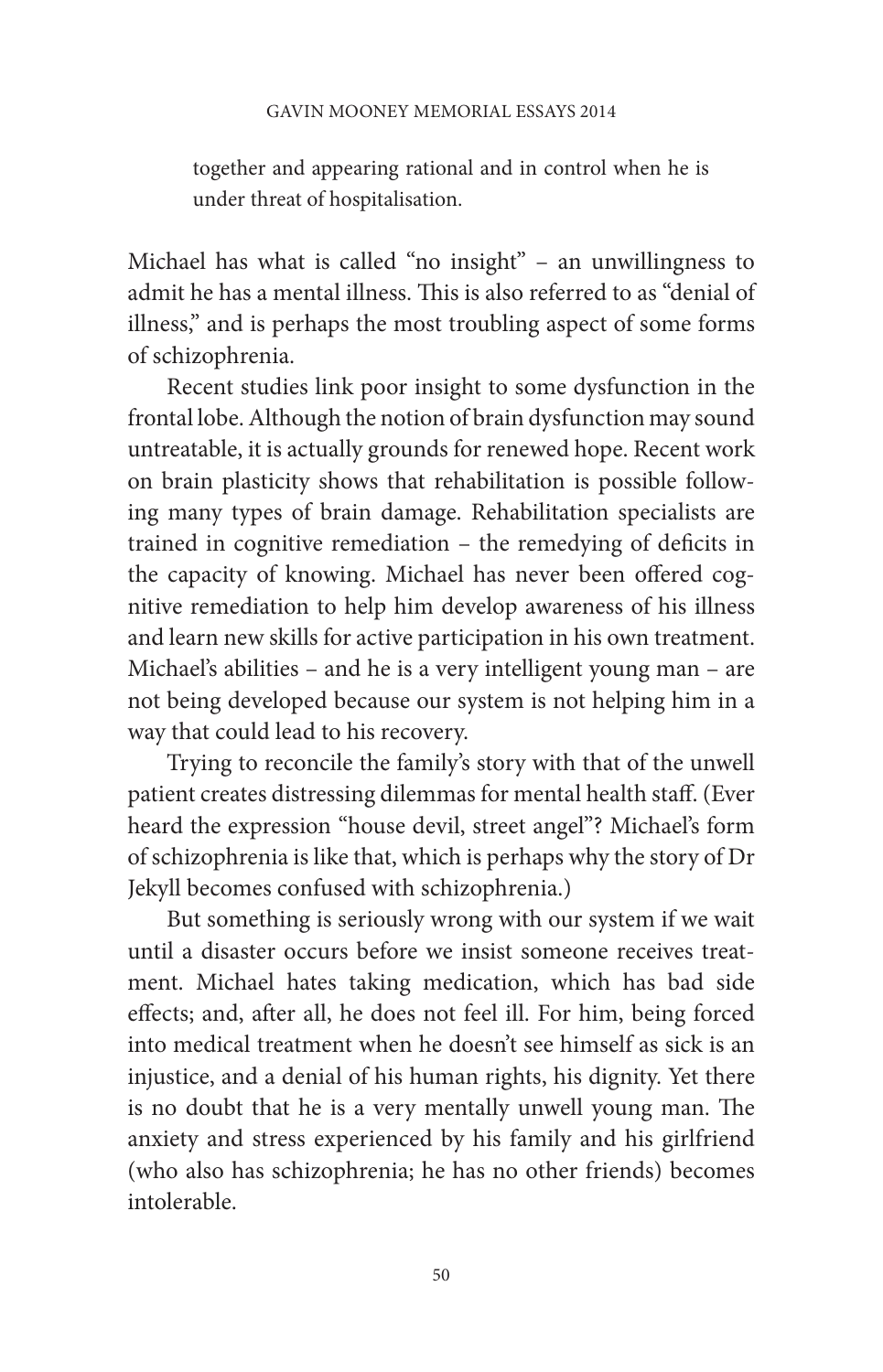> together and appearing rational and in control when he is under threat of hospitalisation.

Michael has what is called "no insight" – an unwillingness to admit he has a mental illness. This is also referred to as "denial of illness," and is perhaps the most troubling aspect of some forms of schizophrenia.

Recent studies link poor insight to some dysfunction in the frontal lobe. Although the notion of brain dysfunction may sound untreatable, it is actually grounds for renewed hope. Recent work on brain plasticity shows that rehabilitation is possible following many types of brain damage. Rehabilitation specialists are trained in cognitive remediation – the remedying of deficits in the capacity of knowing. Michael has never been offered cognitive remediation to help him develop awareness of his illness and learn new skills for active participation in his own treatment. Michael's abilities – and he is a very intelligent young man – are not being developed because our system is not helping him in a way that could lead to his recovery.

Trying to reconcile the family's story with that of the unwell patient creates distressing dilemmas for mental health staff. (Ever heard the expression "house devil, street angel"? Michael's form of schizophrenia is like that, which is perhaps why the story of Dr Jekyll becomes confused with schizophrenia.)

But something is seriously wrong with our system if we wait until a disaster occurs before we insist someone receives treatment. Michael hates taking medication, which has bad side effects; and, after all, he does not feel ill. For him, being forced into medical treatment when he doesn't see himself as sick is an injustice, and a denial of his human rights, his dignity. Yet there is no doubt that he is a very mentally unwell young man. The anxiety and stress experienced by his family and his girlfriend (who also has schizophrenia; he has no other friends) becomes intolerable.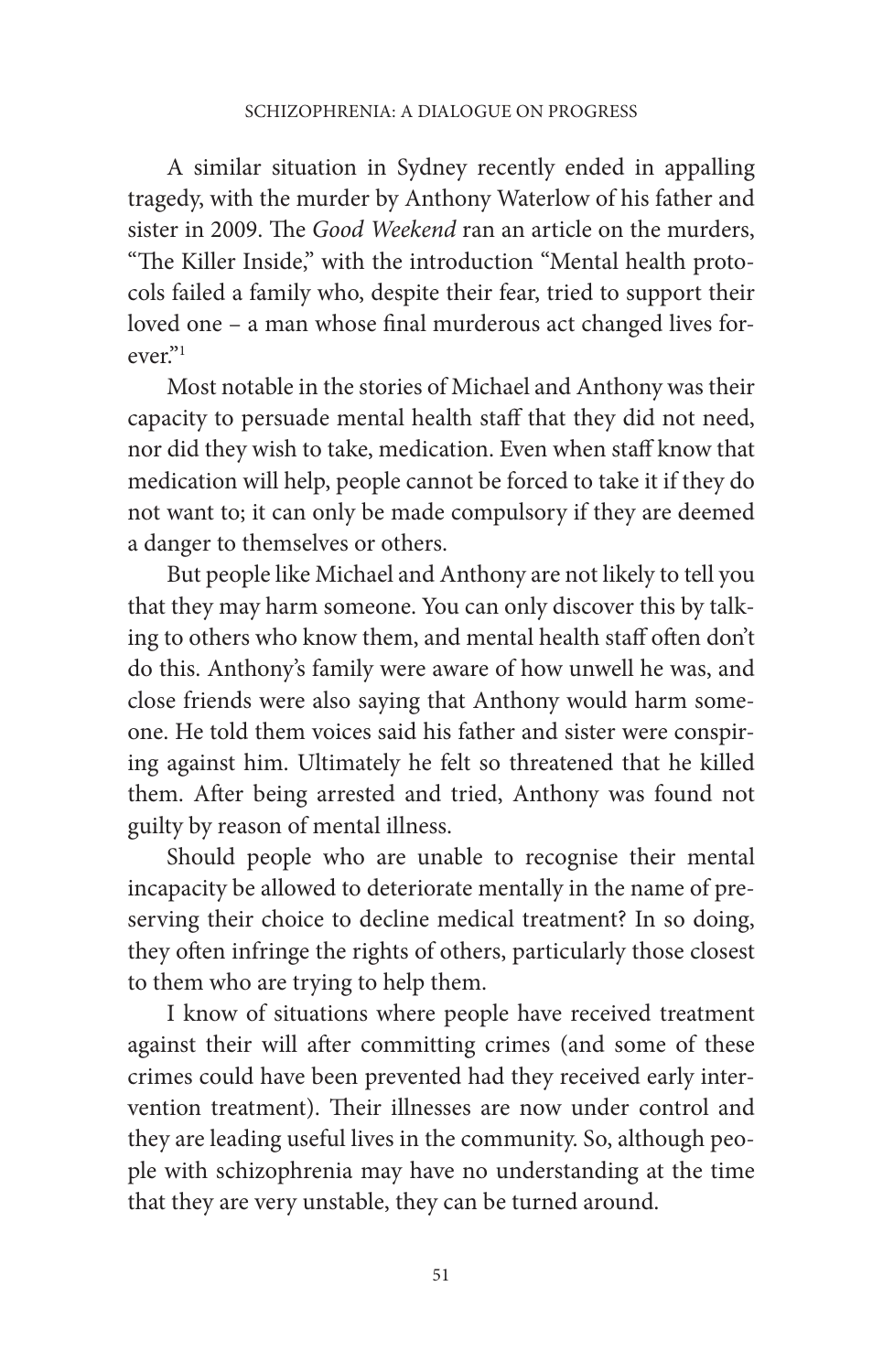A similar situation in Sydney recently ended in appalling tragedy, with the murder by Anthony Waterlow of his father and sister in 2009. The *Good Weekend* ran an article on the murders, "The Killer Inside," with the introduction "Mental health protocols failed a family who, despite their fear, tried to support their loved one – a man whose final murderous act changed lives forever."[1]

Most notable in the stories of Michael and Anthony was their capacity to persuade mental health staff that they did not need, nor did they wish to take, medication. Even when staff know that medication will help, people cannot be forced to take it if they do not want to; it can only be made compulsory if they are deemed a danger to themselves or others.

But people like Michael and Anthony are not likely to tell you that they may harm someone. You can only discover this by talking to others who know them, and mental health staff often don't do this. Anthony's family were aware of how unwell he was, and close friends were also saying that Anthony would harm someone. He told them voices said his father and sister were conspiring against him. Ultimately he felt so threatened that he killed them. After being arrested and tried, Anthony was found not guilty by reason of mental illness.

Should people who are unable to recognise their mental incapacity be allowed to deteriorate mentally in the name of preserving their choice to decline medical treatment? In so doing, they often infringe the rights of others, particularly those closest to them who are trying to help them.

I know of situations where people have received treatment against their will after committing crimes (and some of these crimes could have been prevented had they received early intervention treatment). Their illnesses are now under control and they are leading useful lives in the community. So, although people with schizophrenia may have no understanding at the time that they are very unstable, they can be turned around.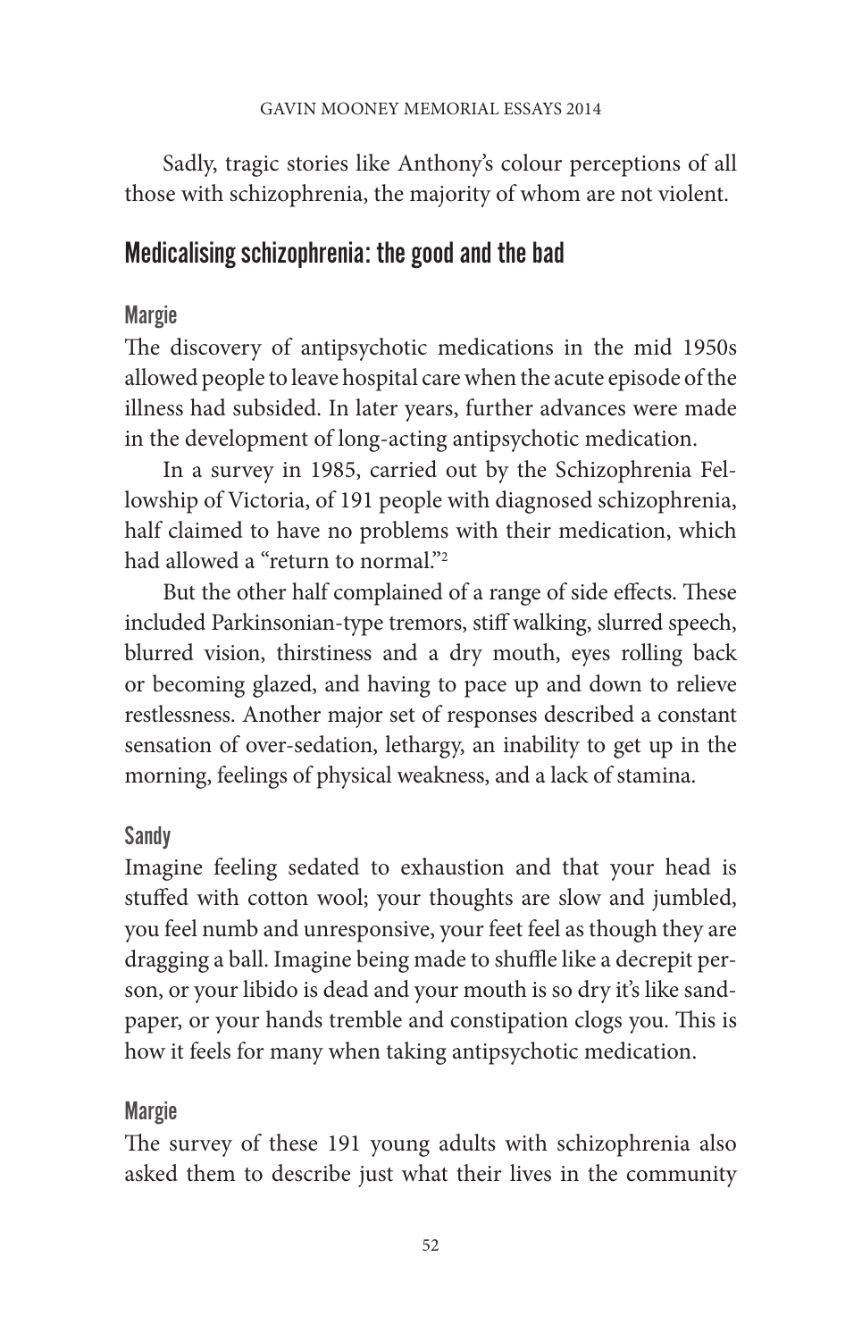Sadly, tragic stories like Anthony's colour perceptions of all those with schizophrenia, the majority of whom are not violent.

## Medicalising schizophrenia: the good and the bad

### Margie

The discovery of antipsychotic medications in the mid 1950s allowed people to leave hospital care when the acute episode of the illness had subsided. In later years, further advances were made in the development of long-acting antipsychotic medication.

In a survey in 1985, carried out by the Schizophrenia Fellowship of Victoria, of 191 people with diagnosed schizophrenia, half claimed to have no problems with their medication, which had allowed a "return to normal."[2]

But the other half complained of a range of side effects. These included Parkinsonian-type tremors, stiff walking, slurred speech, blurred vision, thirstiness and a dry mouth, eyes rolling back or becoming glazed, and having to pace up and down to relieve restlessness. Another major set of responses described a constant sensation of over-sedation, lethargy, an inability to get up in the morning, feelings of physical weakness, and a lack of stamina.

### Sandy

Imagine feeling sedated to exhaustion and that your head is stuffed with cotton wool; your thoughts are slow and jumbled, you feel numb and unresponsive, your feet feel as though they are dragging a ball. Imagine being made to shuffle like a decrepit person, or your libido is dead and your mouth is so dry it's like sandpaper, or your hands tremble and constipation clogs you. This is how it feels for many when taking antipsychotic medication.

### Margie

The survey of these 191 young adults with schizophrenia also asked them to describe just what their lives in the community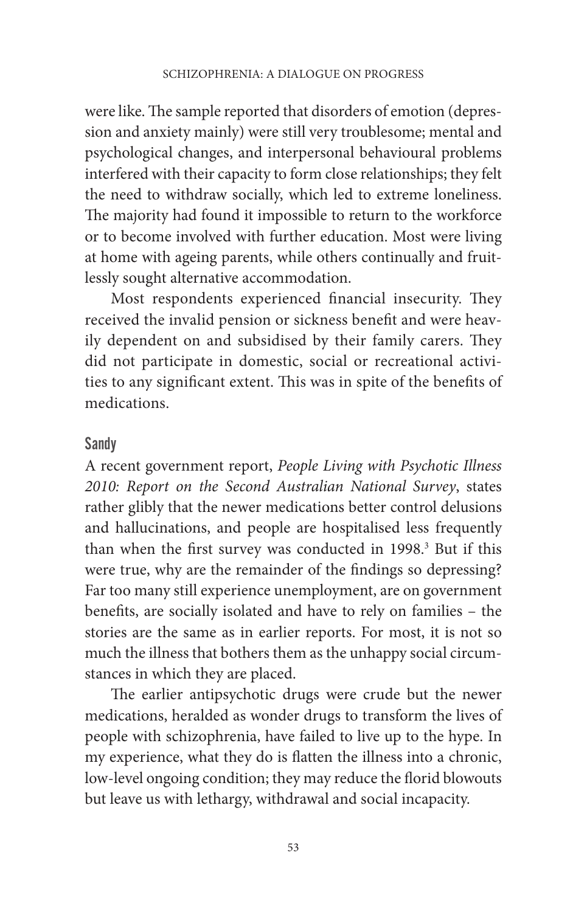were like. The sample reported that disorders of emotion (depression and anxiety mainly) were still very troublesome; mental and psychological changes, and interpersonal behavioural problems interfered with their capacity to form close relationships; they felt the need to withdraw socially, which led to extreme loneliness. The majority had found it impossible to return to the workforce or to become involved with further education. Most were living at home with ageing parents, while others continually and fruitlessly sought alternative accommodation.

Most respondents experienced financial insecurity. They received the invalid pension or sickness benefit and were heavily dependent on and subsidised by their family carers. They did not participate in domestic, social or recreational activities to any significant extent. This was in spite of the benefits of medications.

## Sandy

A recent government report, *People Living with Psychotic Illness 2010: Report on the Second Australian National Survey*, states rather glibly that the newer medications better control delusions and hallucinations, and people are hospitalised less frequently than when the first survey was conducted in 1998.[3] But if this were true, why are the remainder of the findings so depressing? Far too many still experience unemployment, are on government benefits, are socially isolated and have to rely on families – the stories are the same as in earlier reports. For most, it is not so much the illness that bothers them as the unhappy social circumstances in which they are placed.

The earlier antipsychotic drugs were crude but the newer medications, heralded as wonder drugs to transform the lives of people with schizophrenia, have failed to live up to the hype. In my experience, what they do is flatten the illness into a chronic, low-level ongoing condition; they may reduce the florid blowouts but leave us with lethargy, withdrawal and social incapacity.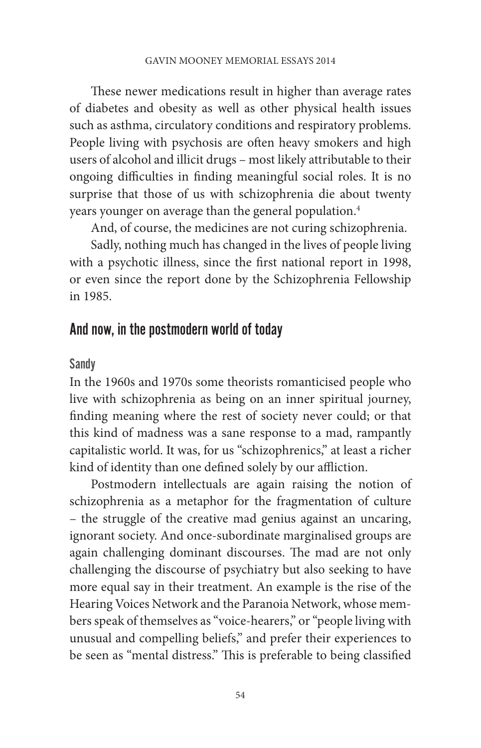These newer medications result in higher than average rates of diabetes and obesity as well as other physical health issues such as asthma, circulatory conditions and respiratory problems. People living with psychosis are often heavy smokers and high users of alcohol and illicit drugs – most likely attributable to their ongoing difficulties in finding meaningful social roles. It is no surprise that those of us with schizophrenia die about twenty years younger on average than the general population.[4]

And, of course, the medicines are not curing schizophrenia.

Sadly, nothing much has changed in the lives of people living with a psychotic illness, since the first national report in 1998, or even since the report done by the Schizophrenia Fellowship in 1985.

## And now, in the postmodern world of today

### Sandy

In the 1960s and 1970s some theorists romanticised people who live with schizophrenia as being on an inner spiritual journey, finding meaning where the rest of society never could; or that this kind of madness was a sane response to a mad, rampantly capitalistic world. It was, for us "schizophrenics," at least a richer kind of identity than one defined solely by our affliction.

Postmodern intellectuals are again raising the notion of schizophrenia as a metaphor for the fragmentation of culture – the struggle of the creative mad genius against an uncaring, ignorant society. And once-subordinate marginalised groups are again challenging dominant discourses. The mad are not only challenging the discourse of psychiatry but also seeking to have more equal say in their treatment. An example is the rise of the Hearing Voices Network and the Paranoia Network, whose members speak of themselves as "voice-hearers," or "people living with unusual and compelling beliefs," and prefer their experiences to be seen as "mental distress." This is preferable to being classified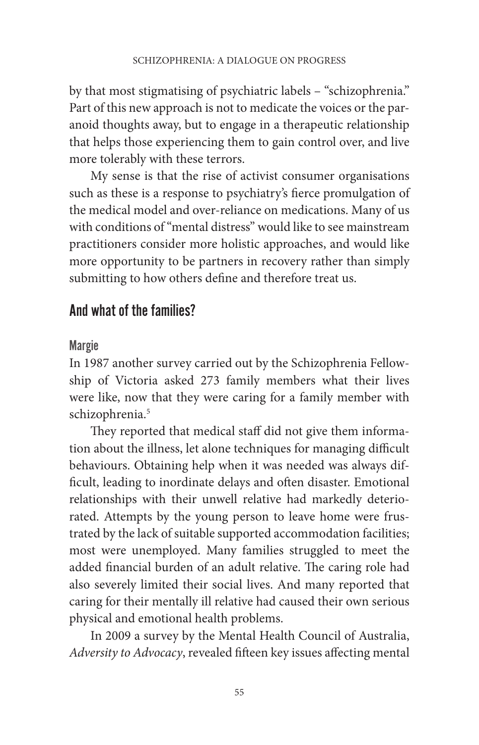by that most stigmatising of psychiatric labels – "schizophrenia." Part of this new approach is not to medicate the voices or the paranoid thoughts away, but to engage in a therapeutic relationship that helps those experiencing them to gain control over, and live more tolerably with these terrors.

My sense is that the rise of activist consumer organisations such as these is a response to psychiatry's fierce promulgation of the medical model and over-reliance on medications. Many of us with conditions of "mental distress" would like to see mainstream practitioners consider more holistic approaches, and would like more opportunity to be partners in recovery rather than simply submitting to how others define and therefore treat us.

## And what of the families?

### Margie

In 1987 another survey carried out by the Schizophrenia Fellowship of Victoria asked 273 family members what their lives were like, now that they were caring for a family member with schizophrenia.[5]

They reported that medical staff did not give them information about the illness, let alone techniques for managing difficult behaviours. Obtaining help when it was needed was always difficult, leading to inordinate delays and often disaster. Emotional relationships with their unwell relative had markedly deteriorated. Attempts by the young person to leave home were frustrated by the lack of suitable supported accommodation facilities; most were unemployed. Many families struggled to meet the added financial burden of an adult relative. The caring role had also severely limited their social lives. And many reported that caring for their mentally ill relative had caused their own serious physical and emotional health problems.

In 2009 a survey by the Mental Health Council of Australia, *Adversity to Advocacy*, revealed fifteen key issues affecting mental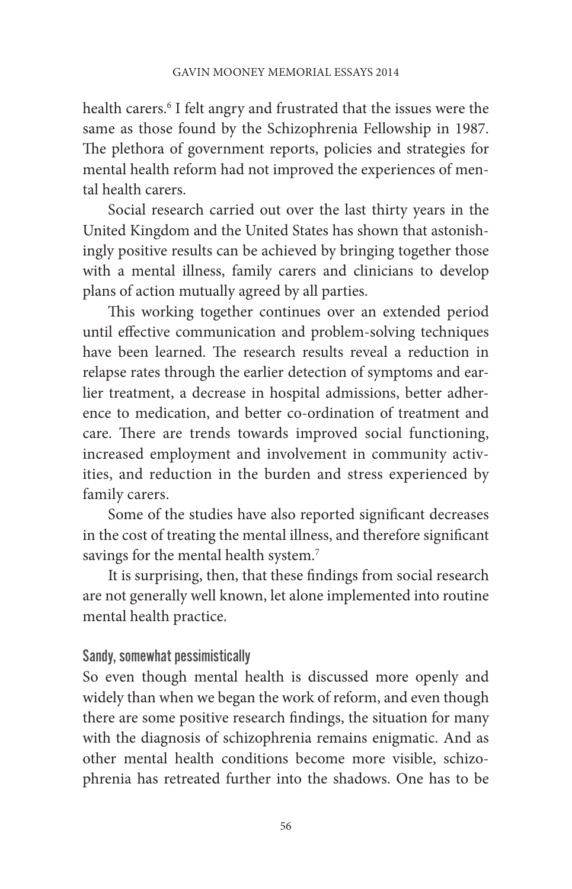health carers.[6] I felt angry and frustrated that the issues were the same as those found by the Schizophrenia Fellowship in 1987. The plethora of government reports, policies and strategies for mental health reform had not improved the experiences of mental health carers.

Social research carried out over the last thirty years in the United Kingdom and the United States has shown that astonishingly positive results can be achieved by bringing together those with a mental illness, family carers and clinicians to develop plans of action mutually agreed by all parties.

This working together continues over an extended period until effective communication and problem-solving techniques have been learned. The research results reveal a reduction in relapse rates through the earlier detection of symptoms and earlier treatment, a decrease in hospital admissions, better adherence to medication, and better co-ordination of treatment and care. There are trends towards improved social functioning, increased employment and involvement in community activities, and reduction in the burden and stress experienced by family carers.

Some of the studies have also reported significant decreases in the cost of treating the mental illness, and therefore significant savings for the mental health system.[7]

It is surprising, then, that these findings from social research are not generally well known, let alone implemented into routine mental health practice.

### Sandy, somewhat pessimistically

So even though mental health is discussed more openly and widely than when we began the work of reform, and even though there are some positive research findings, the situation for many with the diagnosis of schizophrenia remains enigmatic. And as other mental health conditions become more visible, schizophrenia has retreated further into the shadows. One has to be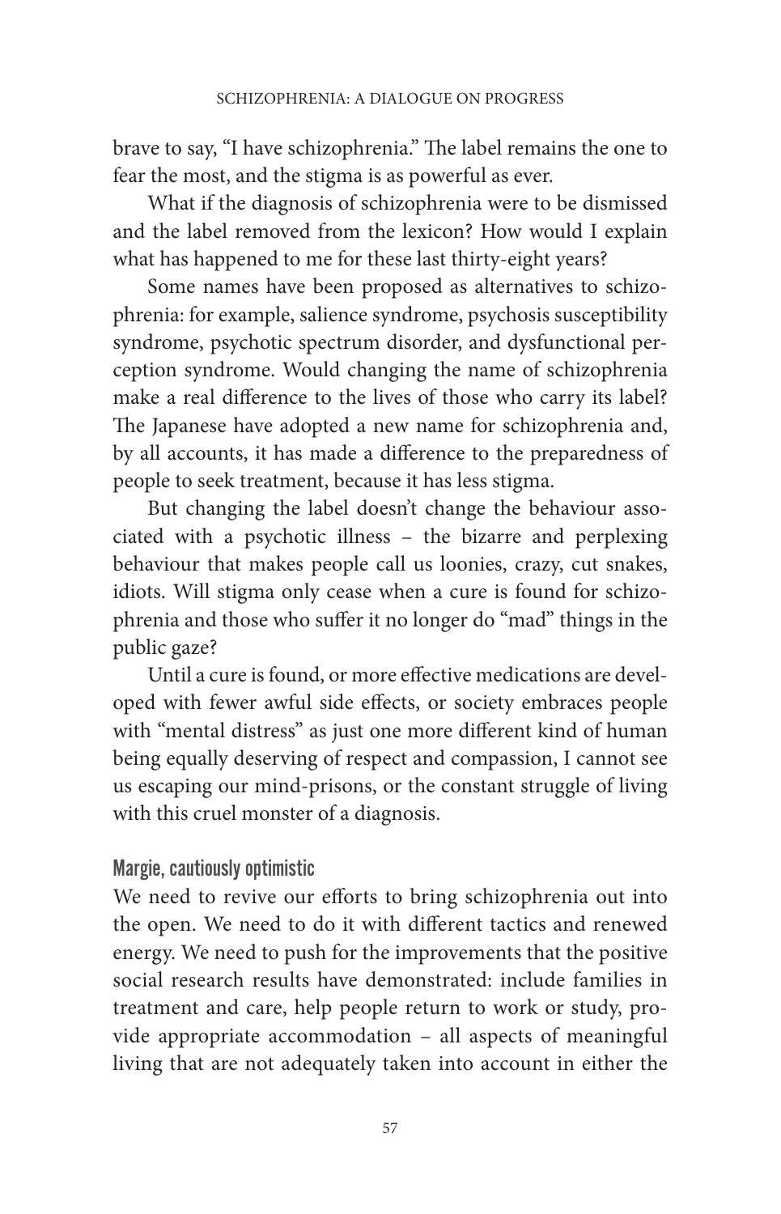brave to say, "I have schizophrenia." The label remains the one to fear the most, and the stigma is as powerful as ever.

What if the diagnosis of schizophrenia were to be dismissed and the label removed from the lexicon? How would I explain what has happened to me for these last thirty-eight years?

Some names have been proposed as alternatives to schizophrenia: for example, salience syndrome, psychosis susceptibility syndrome, psychotic spectrum disorder, and dysfunctional perception syndrome. Would changing the name of schizophrenia make a real difference to the lives of those who carry its label? The Japanese have adopted a new name for schizophrenia and, by all accounts, it has made a difference to the preparedness of people to seek treatment, because it has less stigma.

But changing the label doesn't change the behaviour associated with a psychotic illness – the bizarre and perplexing behaviour that makes people call us loonies, crazy, cut snakes, idiots. Will stigma only cease when a cure is found for schizophrenia and those who suffer it no longer do "mad" things in the public gaze?

Until a cure is found, or more effective medications are developed with fewer awful side effects, or society embraces people with "mental distress" as just one more different kind of human being equally deserving of respect and compassion, I cannot see us escaping our mind-prisons, or the constant struggle of living with this cruel monster of a diagnosis.

### Margie, cautiously optimistic

We need to revive our efforts to bring schizophrenia out into the open. We need to do it with different tactics and renewed energy. We need to push for the improvements that the positive social research results have demonstrated: include families in treatment and care, help people return to work or study, provide appropriate accommodation – all aspects of meaningful living that are not adequately taken into account in either the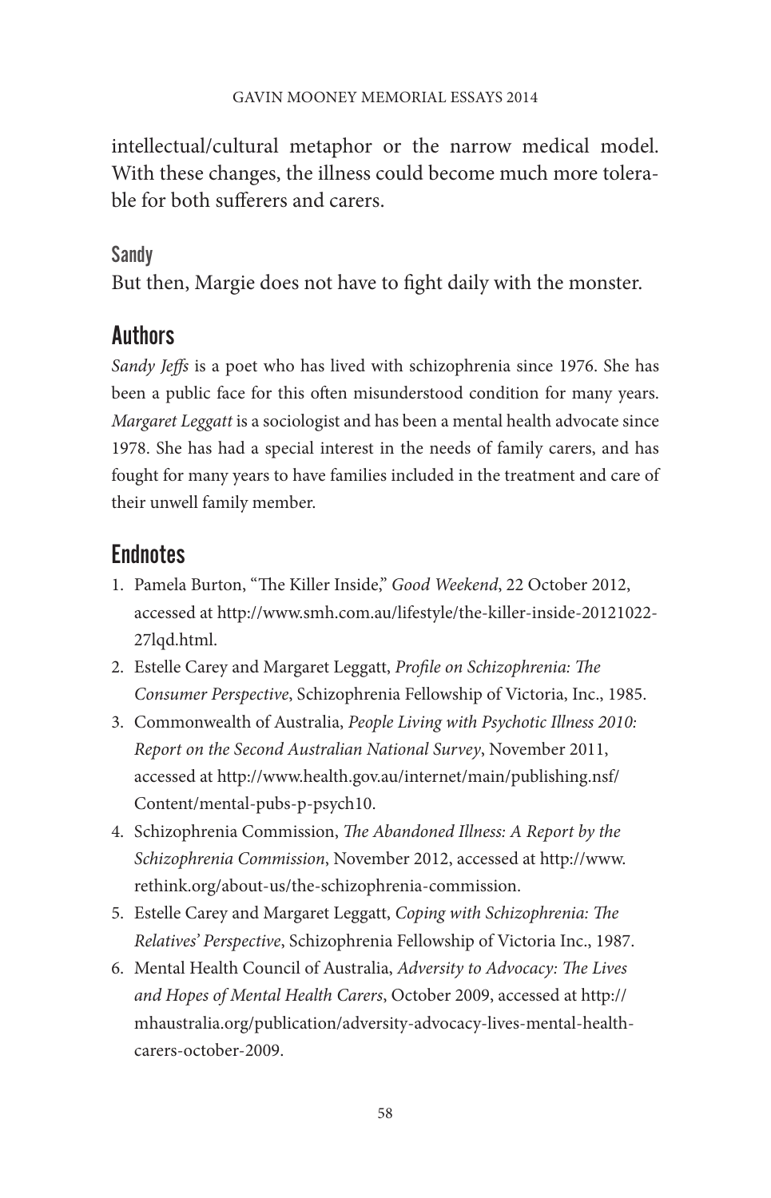intellectual/cultural metaphor or the narrow medical model. With these changes, the illness could become much more tolerable for both sufferers and carers.

### Sandy

But then, Margie does not have to fight daily with the monster.

## Authors

*Sandy Jeffs* is a poet who has lived with schizophrenia since 1976. She has been a public face for this often misunderstood condition for many years. *Margaret Leggatt* is a sociologist and has been a mental health advocate since 1978. She has had a special interest in the needs of family carers, and has fought for many years to have families included in the treatment and care of their unwell family member.

## Endnotes

1. Pamela Burton, "The Killer Inside," *Good Weekend*, 22 October 2012, accessed at http://www.smh.com.au/lifestyle/the-killer-inside-20121022-27lqd.html.
2. Estelle Carey and Margaret Leggatt, *Profile on Schizophrenia: The Consumer Perspective*, Schizophrenia Fellowship of Victoria, Inc., 1985.
3. Commonwealth of Australia, *People Living with Psychotic Illness 2010: Report on the Second Australian National Survey*, November 2011, accessed at http://www.health.gov.au/internet/main/publishing.nsf/Content/mental-pubs-p-psych10.
4. Schizophrenia Commission, *The Abandoned Illness: A Report by the Schizophrenia Commission*, November 2012, accessed at http://www.rethink.org/about-us/the-schizophrenia-commission.
5. Estelle Carey and Margaret Leggatt, *Coping with Schizophrenia: The Relatives' Perspective*, Schizophrenia Fellowship of Victoria Inc., 1987.
6. Mental Health Council of Australia, *Adversity to Advocacy: The Lives and Hopes of Mental Health Carers*, October 2009, accessed at http://mhaustralia.org/publication/adversity-advocacy-lives-mental-health-carers-october-2009.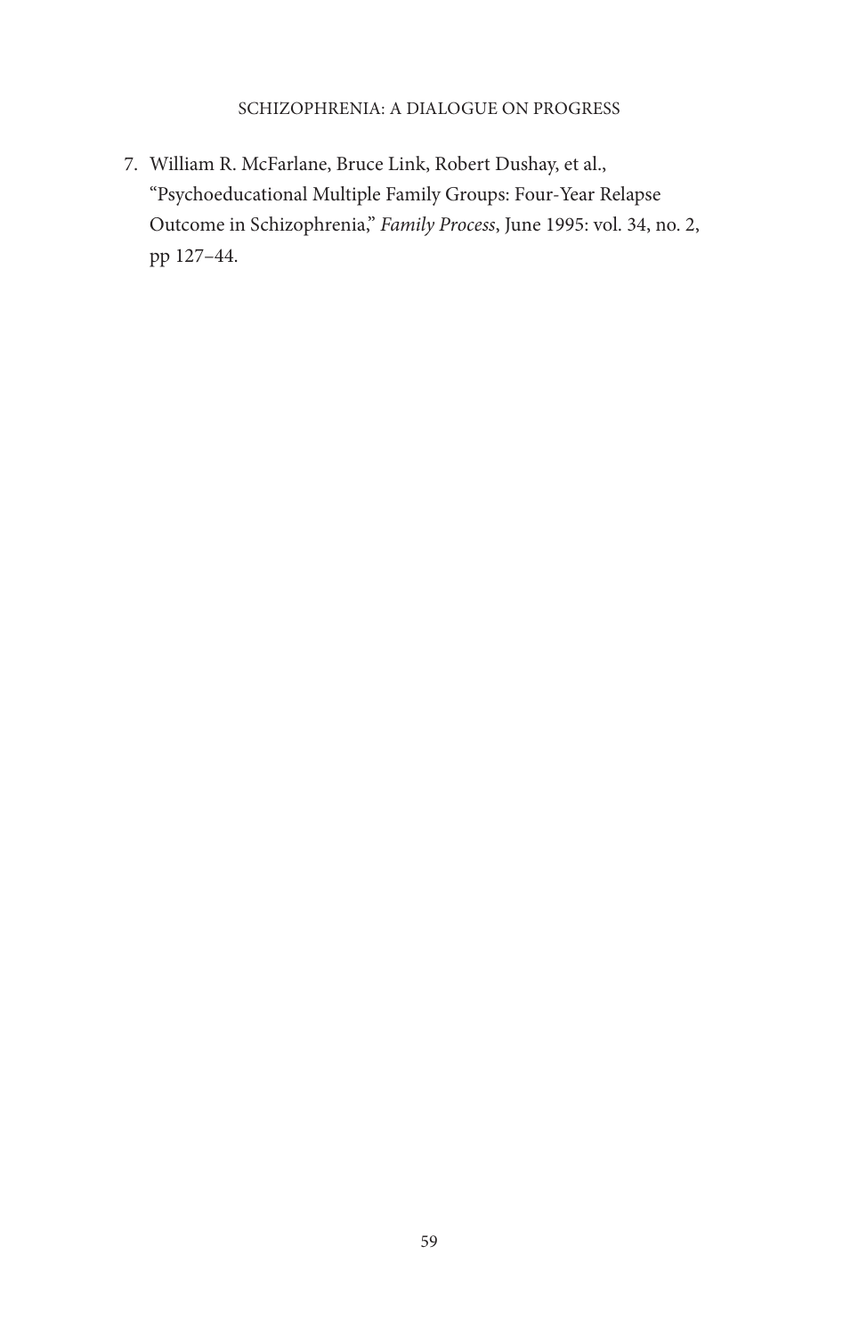7. William R. McFarlane, Bruce Link, Robert Dushay, et al., "Psychoeducational Multiple Family Groups: Four-Year Relapse Outcome in Schizophrenia," *Family Process*, June 1995: vol. 34, no. 2, pp 127–44.